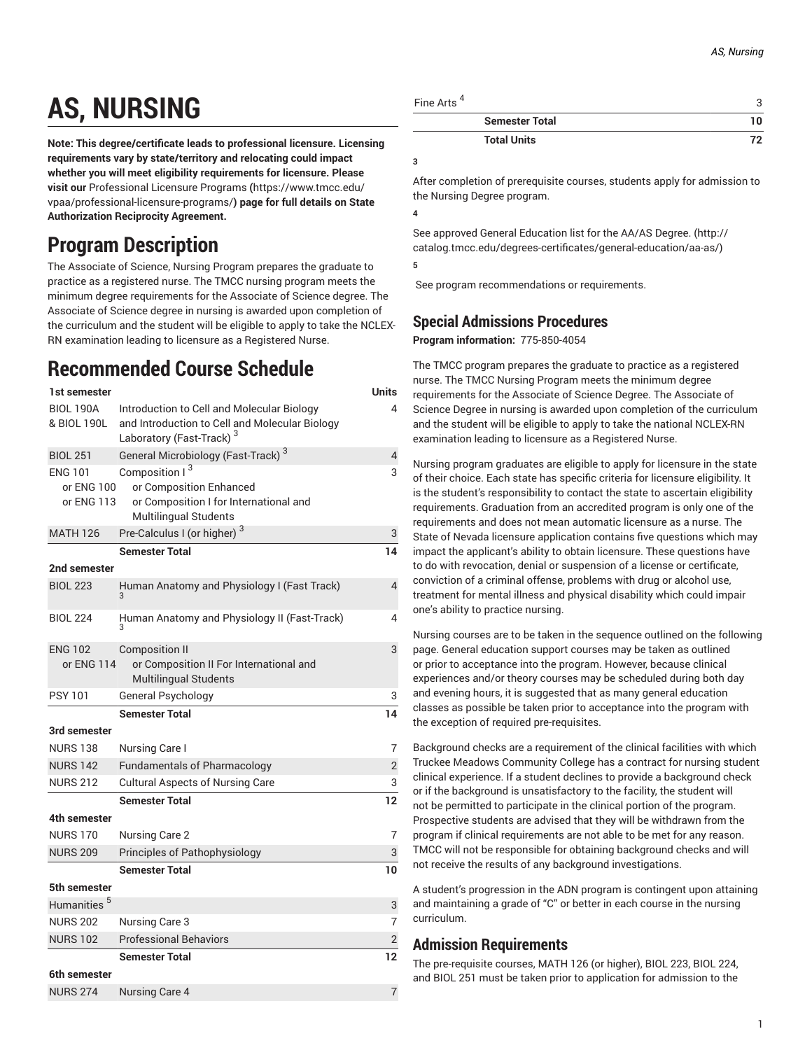# AS, NURSING

**Note: This degree/certificate leads to professional licensure. Licensing requirements vary by state/territory and relocating could impact whether you will meet eligibility requirements for licensure. Please visit our** Professional Licensure Programs **(**https://www.tmcc.edu/vpaa/professional-licensure-programs/**) page for full details on State Authorization Reciprocity Agreement.**

## Program Description

The Associate of Science, Nursing Program prepares the graduate to practice as a registered nurse. The TMCC nursing program meets the minimum degree requirements for the Associate of Science degree. The Associate of Science degree in nursing is awarded upon completion of the curriculum and the student will be eligible to apply to take the NCLEX-RN examination leading to licensure as a Registered Nurse.

## Recommended Course Schedule

| 1st semester | | Units |
|---|---|---|
| BIOL 190A & BIOL 190L | Introduction to Cell and Molecular Biology and Introduction to Cell and Molecular Biology Laboratory (Fast-Track) [3] | 4 |
| BIOL 251 | General Microbiology (Fast-Track) [3] | 4 |
| ENG 101 or ENG 100 or ENG 113 | Composition I [3] or Composition Enhanced or Composition I for International and Multilingual Students | 3 |
| MATH 126 | Pre-Calculus I (or higher) [3] | 3 |
| | **Semester Total** | **14** |
| **2nd semester** | | |
| BIOL 223 | Human Anatomy and Physiology I (Fast Track) [3] | 4 |
| BIOL 224 | Human Anatomy and Physiology II (Fast-Track) [3] | 4 |
| ENG 102 or ENG 114 | Composition II or Composition II For International and Multilingual Students | 3 |
| PSY 101 | General Psychology | 3 |
| | **Semester Total** | **14** |
| **3rd semester** | | |
| NURS 138 | Nursing Care I | 7 |
| NURS 142 | Fundamentals of Pharmacology | 2 |
| NURS 212 | Cultural Aspects of Nursing Care | 3 |
| | **Semester Total** | **12** |
| **4th semester** | | |
| NURS 170 | Nursing Care 2 | 7 |
| NURS 209 | Principles of Pathophysiology | 3 |
| | **Semester Total** | **10** |
| **5th semester** | | |
| Humanities [5] | | 3 |
| NURS 202 | Nursing Care 3 | 7 |
| NURS 102 | Professional Behaviors | 2 |
| | **Semester Total** | **12** |
| **6th semester** | | |
| NURS 274 | Nursing Care 4 | 7 |
| Fine Arts [4] | | 3 |
| | **Semester Total** | **10** |
| | **Total Units** | **72** |

**3**

After completion of prerequisite courses, students apply for admission to the Nursing Degree program.

**4**

See approved General Education list for the AA/AS Degree. (http://catalog.tmcc.edu/degrees-certificates/general-education/aa-as/)

**5**

See program recommendations or requirements.

### Special Admissions Procedures

**Program information:** 775-850-4054

The TMCC program prepares the graduate to practice as a registered nurse. The TMCC Nursing Program meets the minimum degree requirements for the Associate of Science Degree. The Associate of Science Degree in nursing is awarded upon completion of the curriculum and the student will be eligible to apply to take the national NCLEX-RN examination leading to licensure as a Registered Nurse.

Nursing program graduates are eligible to apply for licensure in the state of their choice. Each state has specific criteria for licensure eligibility. It is the student's responsibility to contact the state to ascertain eligibility requirements. Graduation from an accredited program is only one of the requirements and does not mean automatic licensure as a nurse. The State of Nevada licensure application contains five questions which may impact the applicant's ability to obtain licensure. These questions have to do with revocation, denial or suspension of a license or certificate, conviction of a criminal offense, problems with drug or alcohol use, treatment for mental illness and physical disability which could impair one's ability to practice nursing.

Nursing courses are to be taken in the sequence outlined on the following page. General education support courses may be taken as outlined or prior to acceptance into the program. However, because clinical experiences and/or theory courses may be scheduled during both day and evening hours, it is suggested that as many general education classes as possible be taken prior to acceptance into the program with the exception of required pre-requisites.

Background checks are a requirement of the clinical facilities with which Truckee Meadows Community College has a contract for nursing student clinical experience. If a student declines to provide a background check or if the background is unsatisfactory to the facility, the student will not be permitted to participate in the clinical portion of the program. Prospective students are advised that they will be withdrawn from the program if clinical requirements are not able to be met for any reason. TMCC will not be responsible for obtaining background checks and will not receive the results of any background investigations.

A student's progression in the ADN program is contingent upon attaining and maintaining a grade of "C" or better in each course in the nursing curriculum.

### Admission Requirements

The pre-requisite courses, MATH 126 (or higher), BIOL 223, BIOL 224, and BIOL 251 must be taken prior to application for admission to the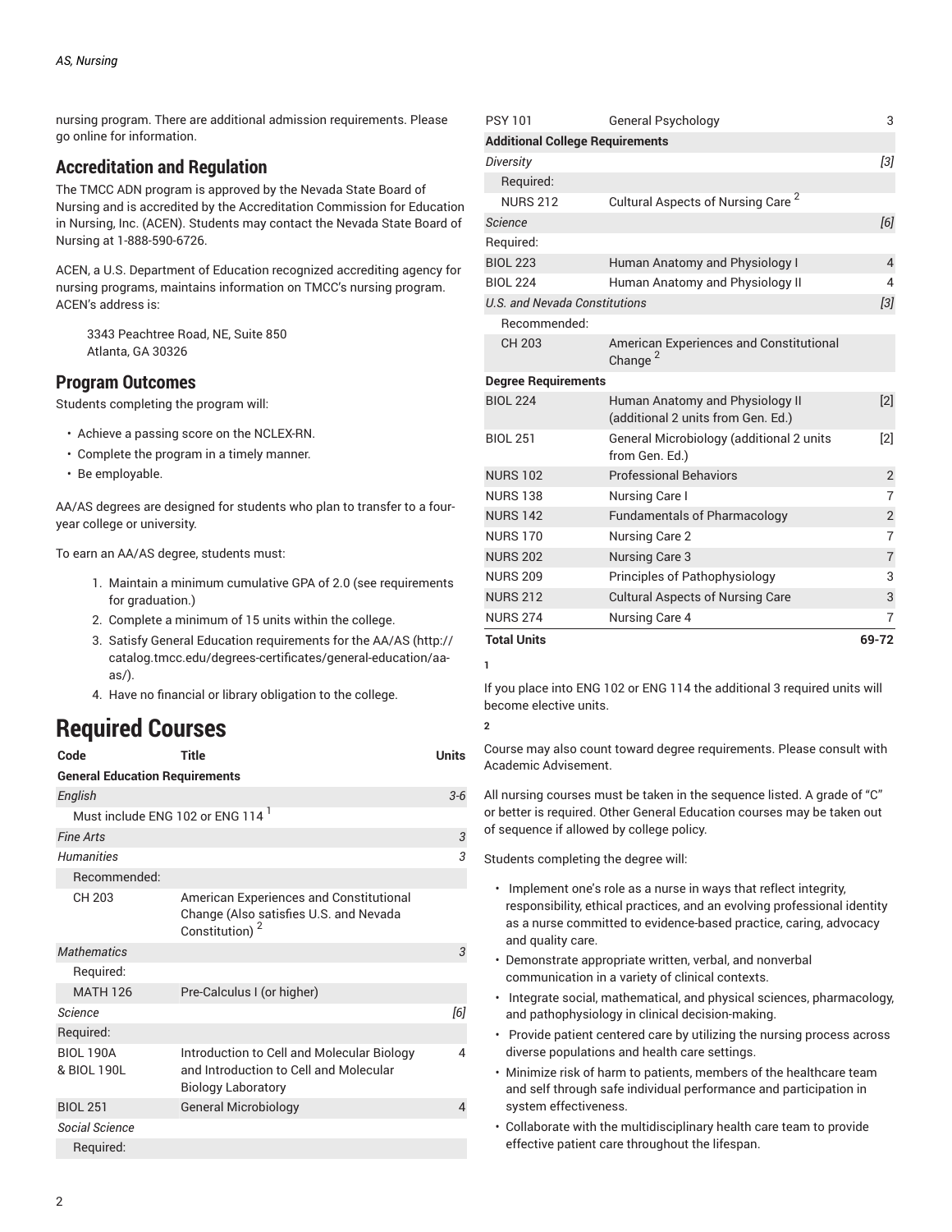nursing program. There are additional admission requirements. Please go online for information.

## Accreditation and Regulation

The TMCC ADN program is approved by the Nevada State Board of Nursing and is accredited by the Accreditation Commission for Education in Nursing, Inc. (ACEN). Students may contact the Nevada State Board of Nursing at 1-888-590-6726.

ACEN, a U.S. Department of Education recognized accrediting agency for nursing programs, maintains information on TMCC's nursing program. ACEN's address is:

3343 Peachtree Road, NE, Suite 850
Atlanta, GA 30326

## Program Outcomes

Students completing the program will:

- Achieve a passing score on the NCLEX-RN.
- Complete the program in a timely manner.
- Be employable.

AA/AS degrees are designed for students who plan to transfer to a four-year college or university.

To earn an AA/AS degree, students must:

1. Maintain a minimum cumulative GPA of 2.0 (see requirements for graduation.)
2. Complete a minimum of 15 units within the college.
3. Satisfy General Education requirements for the AA/AS (http://catalog.tmcc.edu/degrees-certificates/general-education/aa-as/).
4. Have no financial or library obligation to the college.

# Required Courses

| Code | Title | Units |
|---|---|---|
| **General Education Requirements** | | |
| *English* | | *3-6* |
| Must include ENG 102 or ENG 114 [1] | | |
| *Fine Arts* | | *3* |
| *Humanities* | | *3* |
| Recommended: | | |
| CH 203 | American Experiences and Constitutional Change (Also satisfies U.S. and Nevada Constitution) [2] | |
| *Mathematics* | | *3* |
| Required: | | |
| MATH 126 | Pre-Calculus I (or higher) | |
| *Science* | | *[6]* |
| Required: | | |
| BIOL 190A & BIOL 190L | Introduction to Cell and Molecular Biology and Introduction to Cell and Molecular Biology Laboratory | 4 |
| BIOL 251 | General Microbiology | 4 |
| *Social Science* | | |
| Required: | | |
| PSY 101 | General Psychology | 3 |
| **Additional College Requirements** | | |
| *Diversity* | | *[3]* |
| Required: | | |
| NURS 212 | Cultural Aspects of Nursing Care [2] | |
| *Science* | | *[6]* |
| Required: | | |
| BIOL 223 | Human Anatomy and Physiology I | 4 |
| BIOL 224 | Human Anatomy and Physiology II | 4 |
| *U.S. and Nevada Constitutions* | | *[3]* |
| Recommended: | | |
| CH 203 | American Experiences and Constitutional Change [2] | |
| **Degree Requirements** | | |
| BIOL 224 | Human Anatomy and Physiology II (additional 2 units from Gen. Ed.) | [2] |
| BIOL 251 | General Microbiology (additional 2 units from Gen. Ed.) | [2] |
| NURS 102 | Professional Behaviors | 2 |
| NURS 138 | Nursing Care I | 7 |
| NURS 142 | Fundamentals of Pharmacology | 2 |
| NURS 170 | Nursing Care 2 | 7 |
| NURS 202 | Nursing Care 3 | 7 |
| NURS 209 | Principles of Pathophysiology | 3 |
| NURS 212 | Cultural Aspects of Nursing Care | 3 |
| NURS 274 | Nursing Care 4 | 7 |
| **Total Units** | | **69-72** |

1

If you place into ENG 102 or ENG 114 the additional 3 required units will become elective units.

2

Course may also count toward degree requirements. Please consult with Academic Advisement.

All nursing courses must be taken in the sequence listed. A grade of "C" or better is required. Other General Education courses may be taken out of sequence if allowed by college policy.

Students completing the degree will:

- Implement one's role as a nurse in ways that reflect integrity, responsibility, ethical practices, and an evolving professional identity as a nurse committed to evidence-based practice, caring, advocacy and quality care.
- Demonstrate appropriate written, verbal, and nonverbal communication in a variety of clinical contexts.
- Integrate social, mathematical, and physical sciences, pharmacology, and pathophysiology in clinical decision-making.
- Provide patient centered care by utilizing the nursing process across diverse populations and health care settings.
- Minimize risk of harm to patients, members of the healthcare team and self through safe individual performance and participation in system effectiveness.
- Collaborate with the multidisciplinary health care team to provide effective patient care throughout the lifespan.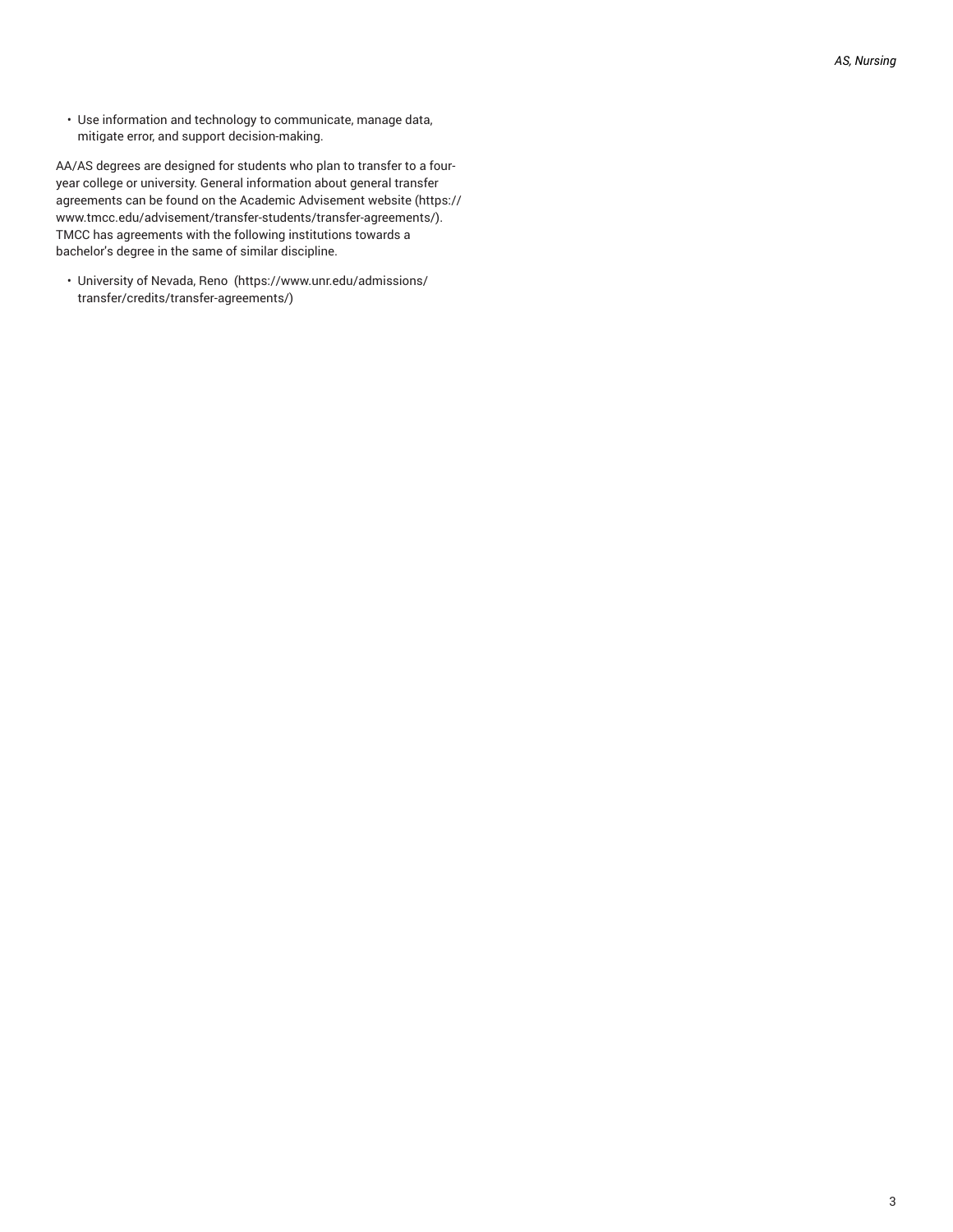- Use information and technology to communicate, manage data, mitigate error, and support decision-making.

AA/AS degrees are designed for students who plan to transfer to a four-year college or university. General information about general transfer agreements can be found on the Academic Advisement website (https://www.tmcc.edu/advisement/transfer-students/transfer-agreements/). TMCC has agreements with the following institutions towards a bachelor's degree in the same of similar discipline.

- University of Nevada, Reno (https://www.unr.edu/admissions/transfer/credits/transfer-agreements/)